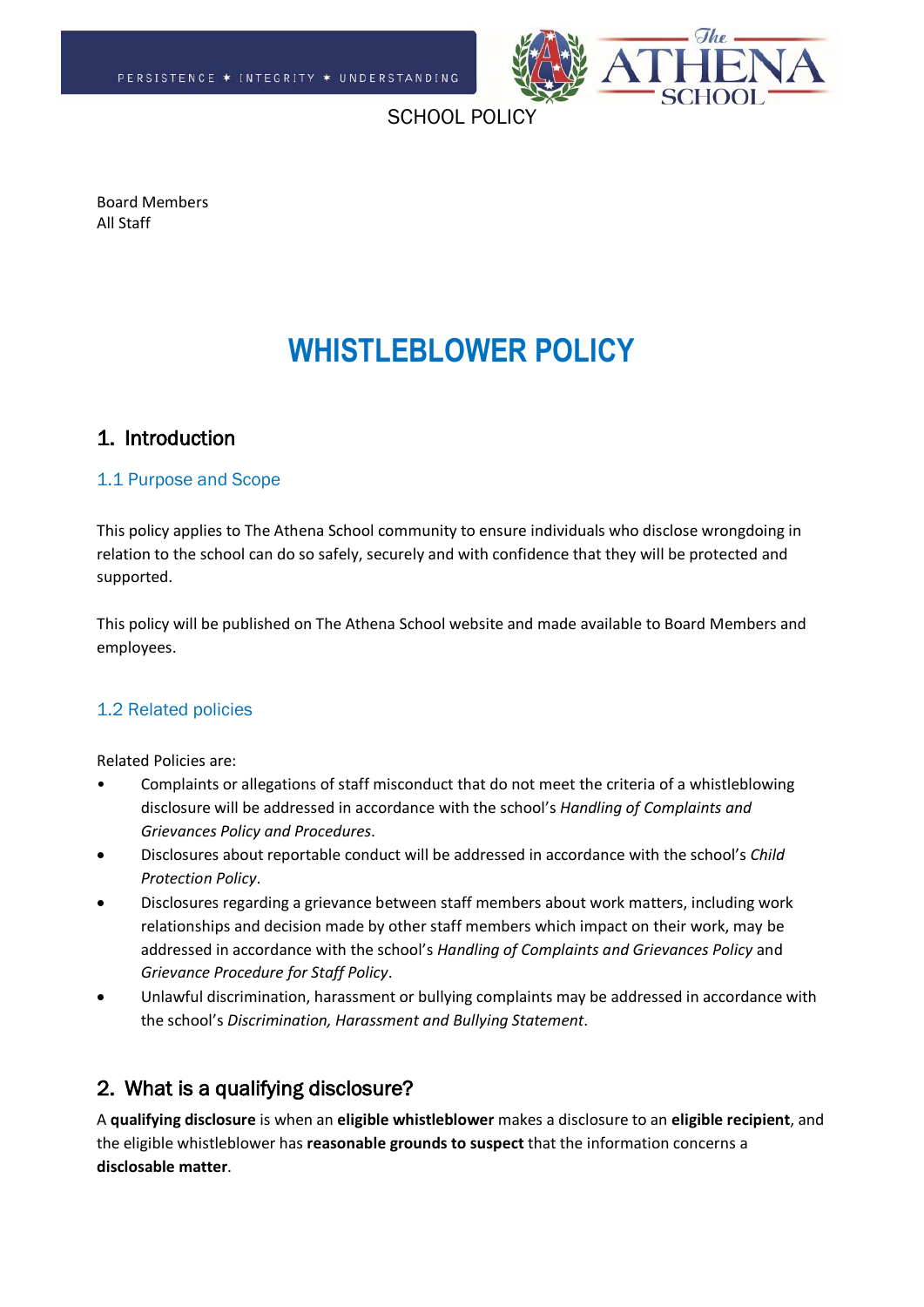SCHOOL POLICY

Board Members
All Staff

# WHISTLEBLOWER POLICY

## 1. Introduction

### 1.1 Purpose and Scope

This policy applies to The Athena School community to ensure individuals who disclose wrongdoing in relation to the school can do so safely, securely and with confidence that they will be protected and supported.

This policy will be published on The Athena School website and made available to Board Members and employees.

### 1.2 Related policies

Related Policies are:

- Complaints or allegations of staff misconduct that do not meet the criteria of a whistleblowing disclosure will be addressed in accordance with the school's *Handling of Complaints and Grievances Policy and Procedures*.
- Disclosures about reportable conduct will be addressed in accordance with the school's *Child Protection Policy*.
- Disclosures regarding a grievance between staff members about work matters, including work relationships and decision made by other staff members which impact on their work, may be addressed in accordance with the school's *Handling of Complaints and Grievances Policy* and *Grievance Procedure for Staff Policy*.
- Unlawful discrimination, harassment or bullying complaints may be addressed in accordance with the school's *Discrimination, Harassment and Bullying Statement*.

## 2. What is a qualifying disclosure?

A **qualifying disclosure** is when an **eligible whistleblower** makes a disclosure to an **eligible recipient**, and the eligible whistleblower has **reasonable grounds to suspect** that the information concerns a **disclosable matter**.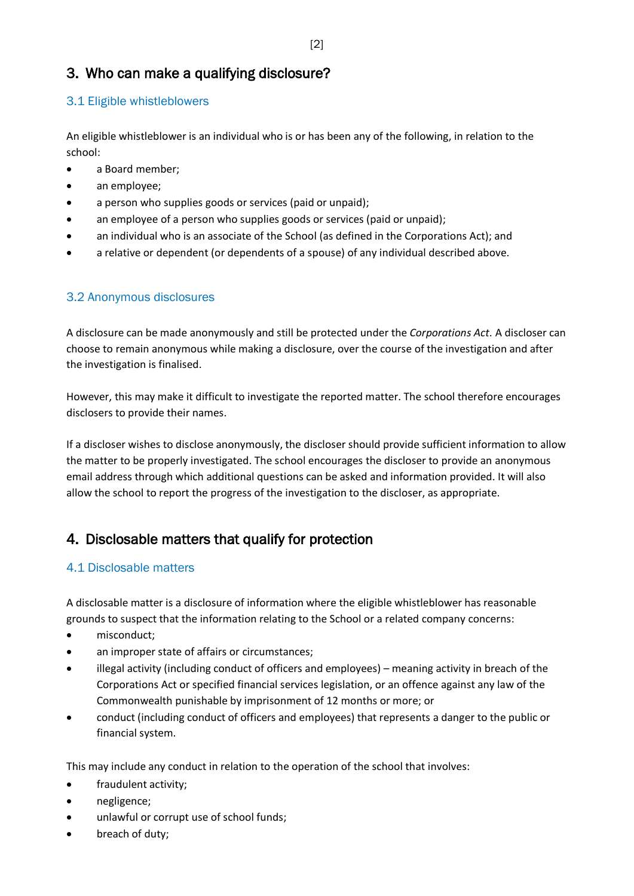## 3. Who can make a qualifying disclosure?

### 3.1 Eligible whistleblowers

An eligible whistleblower is an individual who is or has been any of the following, in relation to the school:

- a Board member;
- an employee;
- a person who supplies goods or services (paid or unpaid);
- an employee of a person who supplies goods or services (paid or unpaid);
- an individual who is an associate of the School (as defined in the Corporations Act); and
- a relative or dependent (or dependents of a spouse) of any individual described above.

### 3.2 Anonymous disclosures

A disclosure can be made anonymously and still be protected under the *Corporations Act*. A discloser can choose to remain anonymous while making a disclosure, over the course of the investigation and after the investigation is finalised.

However, this may make it difficult to investigate the reported matter. The school therefore encourages disclosers to provide their names.

If a discloser wishes to disclose anonymously, the discloser should provide sufficient information to allow the matter to be properly investigated. The school encourages the discloser to provide an anonymous email address through which additional questions can be asked and information provided. It will also allow the school to report the progress of the investigation to the discloser, as appropriate.

## 4. Disclosable matters that qualify for protection

### 4.1 Disclosable matters

A disclosable matter is a disclosure of information where the eligible whistleblower has reasonable grounds to suspect that the information relating to the School or a related company concerns:

- misconduct;
- an improper state of affairs or circumstances;
- illegal activity (including conduct of officers and employees) – meaning activity in breach of the Corporations Act or specified financial services legislation, or an offence against any law of the Commonwealth punishable by imprisonment of 12 months or more; or
- conduct (including conduct of officers and employees) that represents a danger to the public or financial system.

This may include any conduct in relation to the operation of the school that involves:

- fraudulent activity;
- negligence;
- unlawful or corrupt use of school funds;
- breach of duty;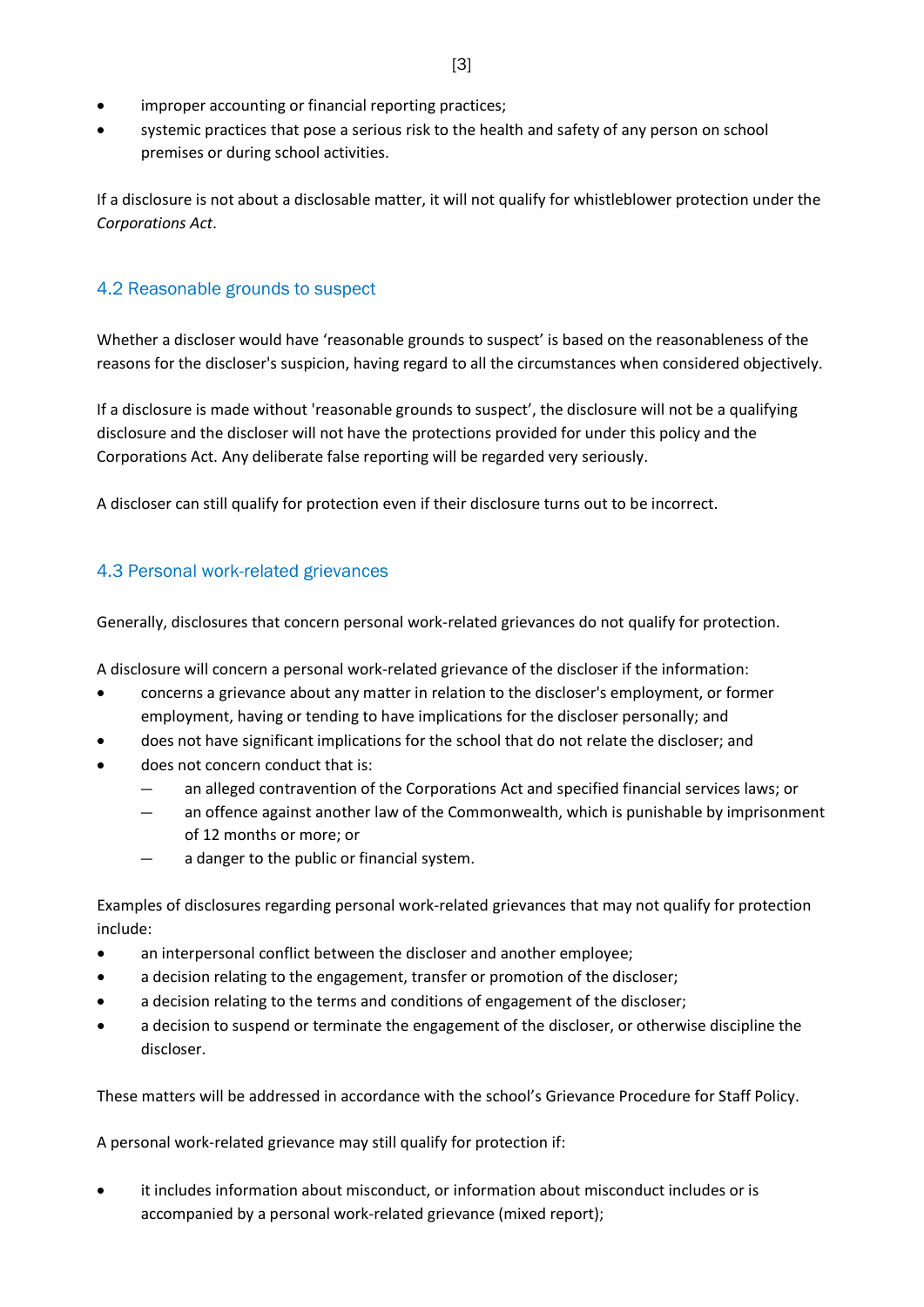- improper accounting or financial reporting practices;
- systemic practices that pose a serious risk to the health and safety of any person on school premises or during school activities.

If a disclosure is not about a disclosable matter, it will not qualify for whistleblower protection under the *Corporations Act*.

### 4.2 Reasonable grounds to suspect

Whether a discloser would have 'reasonable grounds to suspect' is based on the reasonableness of the reasons for the discloser's suspicion, having regard to all the circumstances when considered objectively.

If a disclosure is made without 'reasonable grounds to suspect', the disclosure will not be a qualifying disclosure and the discloser will not have the protections provided for under this policy and the Corporations Act. Any deliberate false reporting will be regarded very seriously.

A discloser can still qualify for protection even if their disclosure turns out to be incorrect.

### 4.3 Personal work-related grievances

Generally, disclosures that concern personal work-related grievances do not qualify for protection.

A disclosure will concern a personal work-related grievance of the discloser if the information:

- concerns a grievance about any matter in relation to the discloser's employment, or former employment, having or tending to have implications for the discloser personally; and
- does not have significant implications for the school that do not relate the discloser; and
- does not concern conduct that is:
  - an alleged contravention of the Corporations Act and specified financial services laws; or
  - an offence against another law of the Commonwealth, which is punishable by imprisonment of 12 months or more; or
  - a danger to the public or financial system.

Examples of disclosures regarding personal work-related grievances that may not qualify for protection include:

- an interpersonal conflict between the discloser and another employee;
- a decision relating to the engagement, transfer or promotion of the discloser;
- a decision relating to the terms and conditions of engagement of the discloser;
- a decision to suspend or terminate the engagement of the discloser, or otherwise discipline the discloser.

These matters will be addressed in accordance with the school's Grievance Procedure for Staff Policy.

A personal work-related grievance may still qualify for protection if:

- it includes information about misconduct, or information about misconduct includes or is accompanied by a personal work-related grievance (mixed report);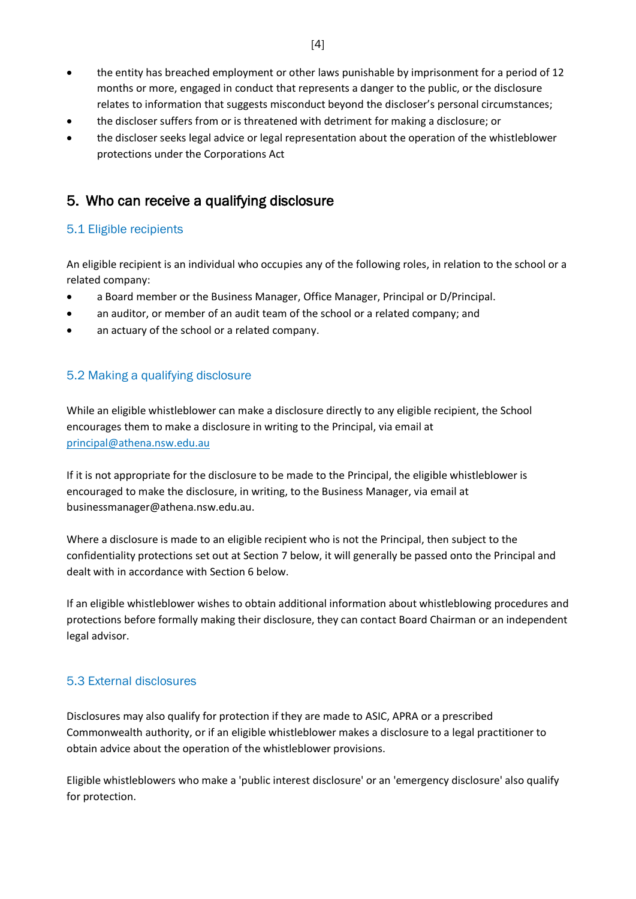- the entity has breached employment or other laws punishable by imprisonment for a period of 12 months or more, engaged in conduct that represents a danger to the public, or the disclosure relates to information that suggests misconduct beyond the discloser's personal circumstances;
- the discloser suffers from or is threatened with detriment for making a disclosure; or
- the discloser seeks legal advice or legal representation about the operation of the whistleblower protections under the Corporations Act

## 5. Who can receive a qualifying disclosure

### 5.1 Eligible recipients

An eligible recipient is an individual who occupies any of the following roles, in relation to the school or a related company:

- a Board member or the Business Manager, Office Manager, Principal or D/Principal.
- an auditor, or member of an audit team of the school or a related company; and
- an actuary of the school or a related company.

### 5.2 Making a qualifying disclosure

While an eligible whistleblower can make a disclosure directly to any eligible recipient, the School encourages them to make a disclosure in writing to the Principal, via email at principal@athena.nsw.edu.au

If it is not appropriate for the disclosure to be made to the Principal, the eligible whistleblower is encouraged to make the disclosure, in writing, to the Business Manager, via email at businessmanager@athena.nsw.edu.au.

Where a disclosure is made to an eligible recipient who is not the Principal, then subject to the confidentiality protections set out at Section 7 below, it will generally be passed onto the Principal and dealt with in accordance with Section 6 below.

If an eligible whistleblower wishes to obtain additional information about whistleblowing procedures and protections before formally making their disclosure, they can contact Board Chairman or an independent legal advisor.

### 5.3 External disclosures

Disclosures may also qualify for protection if they are made to ASIC, APRA or a prescribed Commonwealth authority, or if an eligible whistleblower makes a disclosure to a legal practitioner to obtain advice about the operation of the whistleblower provisions.

Eligible whistleblowers who make a 'public interest disclosure' or an 'emergency disclosure' also qualify for protection.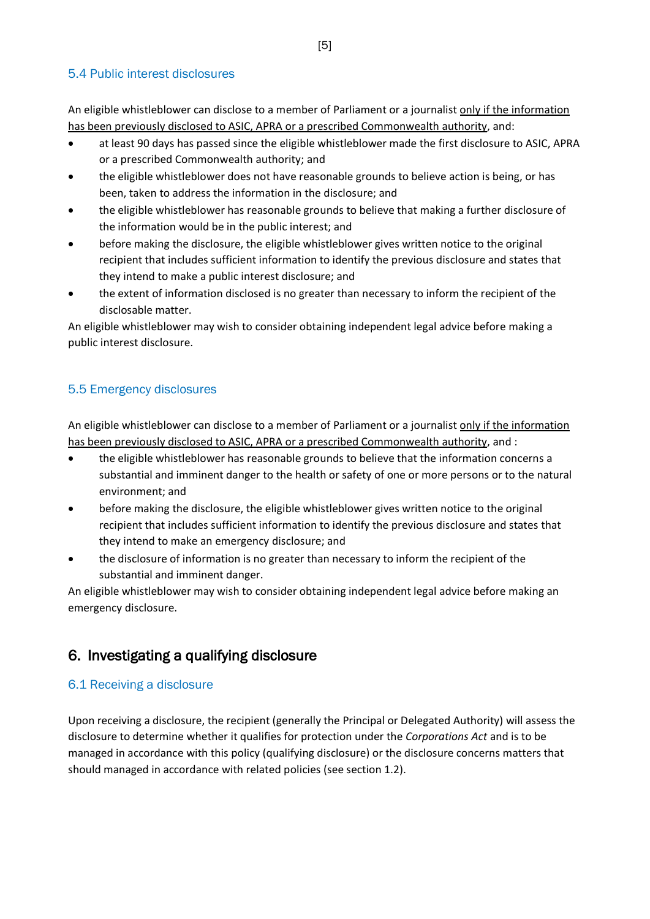### 5.4 Public interest disclosures

An eligible whistleblower can disclose to a member of Parliament or a journalist <u>only if the information has been previously disclosed to ASIC, APRA or a prescribed Commonwealth authority</u>, and:

- at least 90 days has passed since the eligible whistleblower made the first disclosure to ASIC, APRA or a prescribed Commonwealth authority; and
- the eligible whistleblower does not have reasonable grounds to believe action is being, or has been, taken to address the information in the disclosure; and
- the eligible whistleblower has reasonable grounds to believe that making a further disclosure of the information would be in the public interest; and
- before making the disclosure, the eligible whistleblower gives written notice to the original recipient that includes sufficient information to identify the previous disclosure and states that they intend to make a public interest disclosure; and
- the extent of information disclosed is no greater than necessary to inform the recipient of the disclosable matter.

An eligible whistleblower may wish to consider obtaining independent legal advice before making a public interest disclosure.

### 5.5 Emergency disclosures

An eligible whistleblower can disclose to a member of Parliament or a journalist <u>only if the information has been previously disclosed to ASIC, APRA or a prescribed Commonwealth authority</u>, and :

- the eligible whistleblower has reasonable grounds to believe that the information concerns a substantial and imminent danger to the health or safety of one or more persons or to the natural environment; and
- before making the disclosure, the eligible whistleblower gives written notice to the original recipient that includes sufficient information to identify the previous disclosure and states that they intend to make an emergency disclosure; and
- the disclosure of information is no greater than necessary to inform the recipient of the substantial and imminent danger.

An eligible whistleblower may wish to consider obtaining independent legal advice before making an emergency disclosure.

## 6. Investigating a qualifying disclosure

### 6.1 Receiving a disclosure

Upon receiving a disclosure, the recipient (generally the Principal or Delegated Authority) will assess the disclosure to determine whether it qualifies for protection under the *Corporations Act* and is to be managed in accordance with this policy (qualifying disclosure) or the disclosure concerns matters that should managed in accordance with related policies (see section 1.2).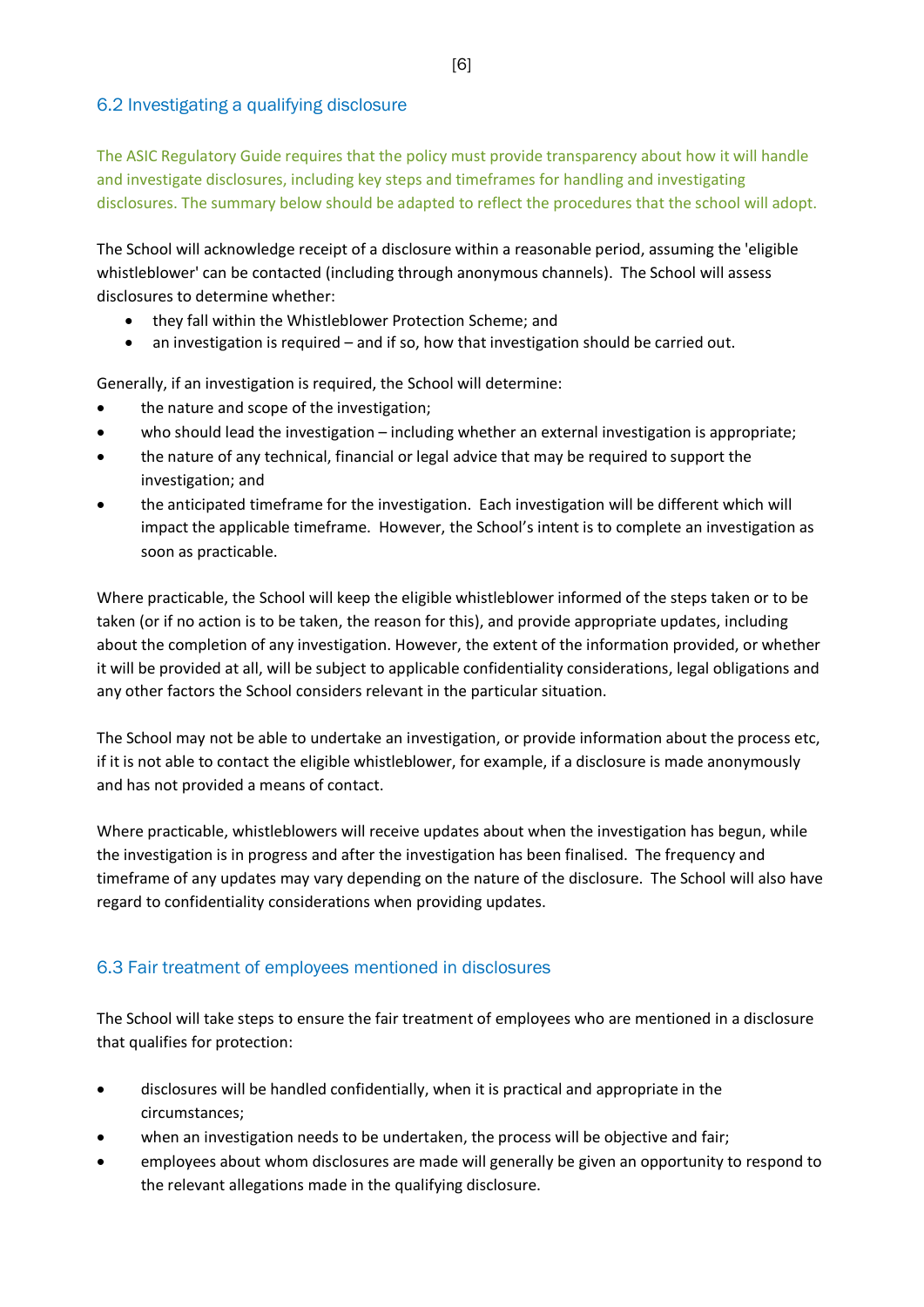## 6.2 Investigating a qualifying disclosure

The ASIC Regulatory Guide requires that the policy must provide transparency about how it will handle and investigate disclosures, including key steps and timeframes for handling and investigating disclosures. The summary below should be adapted to reflect the procedures that the school will adopt.

The School will acknowledge receipt of a disclosure within a reasonable period, assuming the 'eligible whistleblower' can be contacted (including through anonymous channels). The School will assess disclosures to determine whether:

- they fall within the Whistleblower Protection Scheme; and
- an investigation is required – and if so, how that investigation should be carried out.

Generally, if an investigation is required, the School will determine:

- the nature and scope of the investigation;
- who should lead the investigation – including whether an external investigation is appropriate;
- the nature of any technical, financial or legal advice that may be required to support the investigation; and
- the anticipated timeframe for the investigation. Each investigation will be different which will impact the applicable timeframe. However, the School's intent is to complete an investigation as soon as practicable.

Where practicable, the School will keep the eligible whistleblower informed of the steps taken or to be taken (or if no action is to be taken, the reason for this), and provide appropriate updates, including about the completion of any investigation. However, the extent of the information provided, or whether it will be provided at all, will be subject to applicable confidentiality considerations, legal obligations and any other factors the School considers relevant in the particular situation.

The School may not be able to undertake an investigation, or provide information about the process etc, if it is not able to contact the eligible whistleblower, for example, if a disclosure is made anonymously and has not provided a means of contact.

Where practicable, whistleblowers will receive updates about when the investigation has begun, while the investigation is in progress and after the investigation has been finalised. The frequency and timeframe of any updates may vary depending on the nature of the disclosure. The School will also have regard to confidentiality considerations when providing updates.

## 6.3 Fair treatment of employees mentioned in disclosures

The School will take steps to ensure the fair treatment of employees who are mentioned in a disclosure that qualifies for protection:

- disclosures will be handled confidentially, when it is practical and appropriate in the circumstances;
- when an investigation needs to be undertaken, the process will be objective and fair;
- employees about whom disclosures are made will generally be given an opportunity to respond to the relevant allegations made in the qualifying disclosure.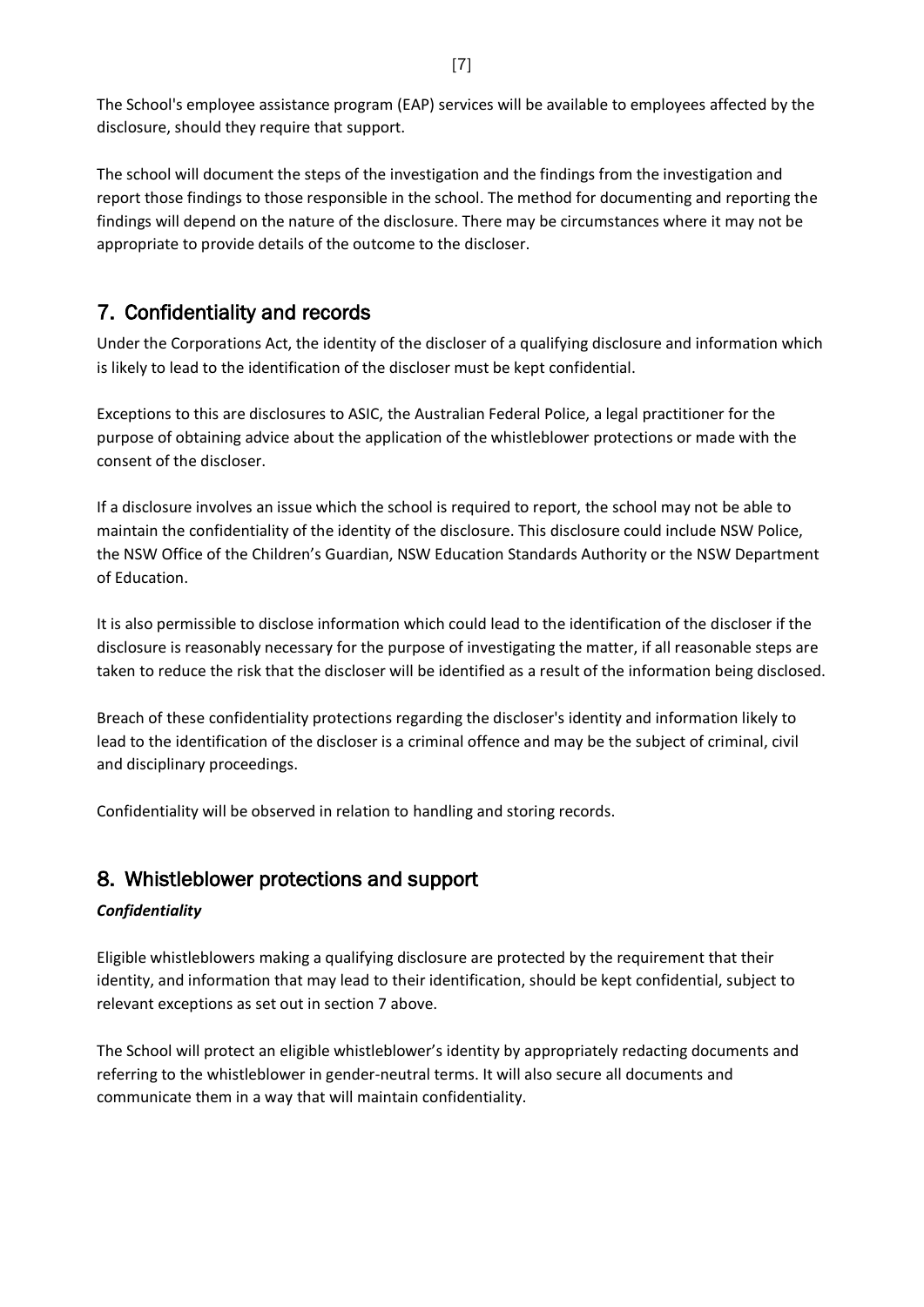The School's employee assistance program (EAP) services will be available to employees affected by the disclosure, should they require that support.

The school will document the steps of the investigation and the findings from the investigation and report those findings to those responsible in the school. The method for documenting and reporting the findings will depend on the nature of the disclosure. There may be circumstances where it may not be appropriate to provide details of the outcome to the discloser.

## 7. Confidentiality and records

Under the Corporations Act, the identity of the discloser of a qualifying disclosure and information which is likely to lead to the identification of the discloser must be kept confidential.

Exceptions to this are disclosures to ASIC, the Australian Federal Police, a legal practitioner for the purpose of obtaining advice about the application of the whistleblower protections or made with the consent of the discloser.

If a disclosure involves an issue which the school is required to report, the school may not be able to maintain the confidentiality of the identity of the disclosure. This disclosure could include NSW Police, the NSW Office of the Children's Guardian, NSW Education Standards Authority or the NSW Department of Education.

It is also permissible to disclose information which could lead to the identification of the discloser if the disclosure is reasonably necessary for the purpose of investigating the matter, if all reasonable steps are taken to reduce the risk that the discloser will be identified as a result of the information being disclosed.

Breach of these confidentiality protections regarding the discloser's identity and information likely to lead to the identification of the discloser is a criminal offence and may be the subject of criminal, civil and disciplinary proceedings.

Confidentiality will be observed in relation to handling and storing records.

## 8. Whistleblower protections and support

***Confidentiality***

Eligible whistleblowers making a qualifying disclosure are protected by the requirement that their identity, and information that may lead to their identification, should be kept confidential, subject to relevant exceptions as set out in section 7 above.

The School will protect an eligible whistleblower's identity by appropriately redacting documents and referring to the whistleblower in gender-neutral terms. It will also secure all documents and communicate them in a way that will maintain confidentiality.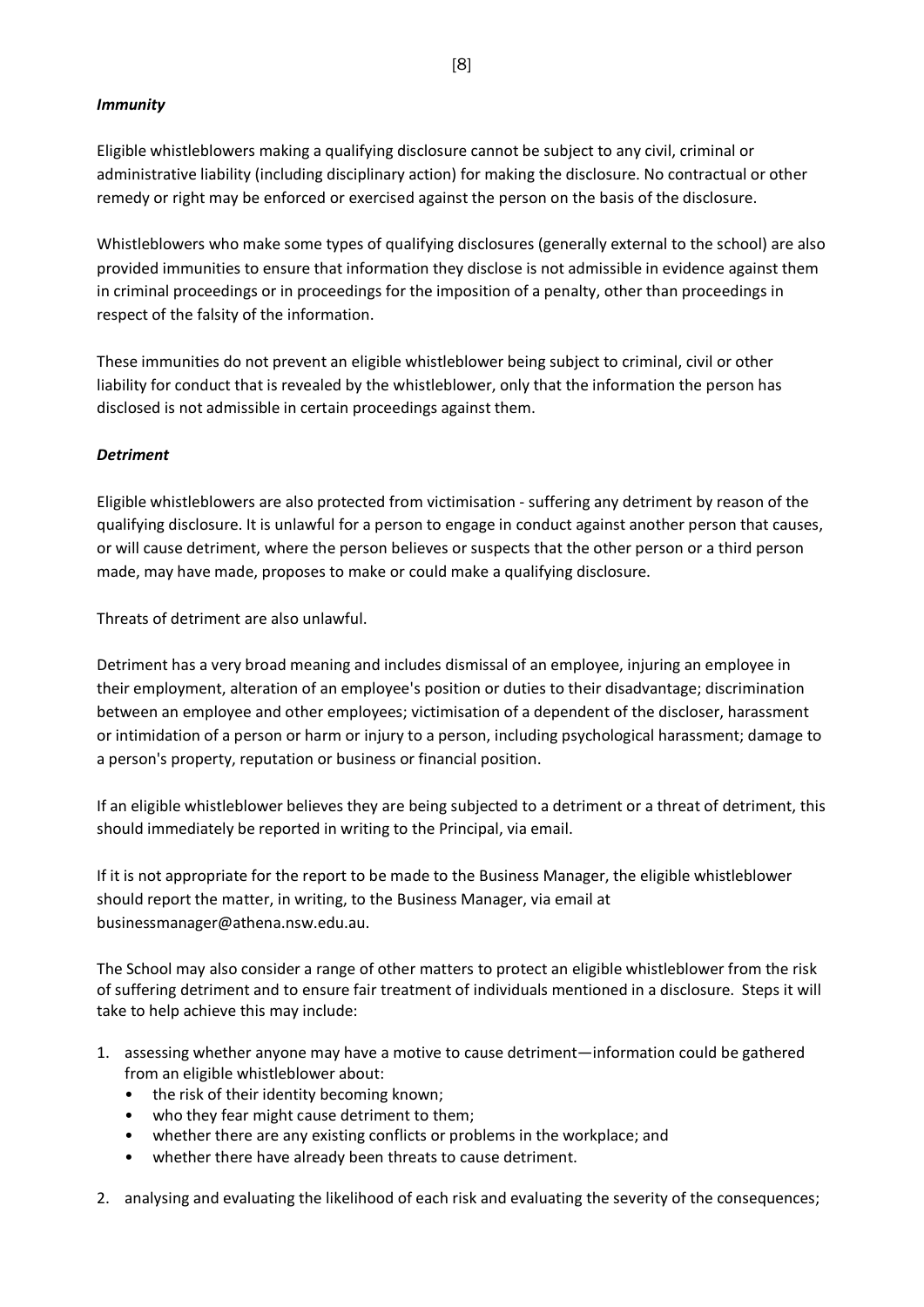***Immunity***

Eligible whistleblowers making a qualifying disclosure cannot be subject to any civil, criminal or administrative liability (including disciplinary action) for making the disclosure. No contractual or other remedy or right may be enforced or exercised against the person on the basis of the disclosure.

Whistleblowers who make some types of qualifying disclosures (generally external to the school) are also provided immunities to ensure that information they disclose is not admissible in evidence against them in criminal proceedings or in proceedings for the imposition of a penalty, other than proceedings in respect of the falsity of the information.

These immunities do not prevent an eligible whistleblower being subject to criminal, civil or other liability for conduct that is revealed by the whistleblower, only that the information the person has disclosed is not admissible in certain proceedings against them.

***Detriment***

Eligible whistleblowers are also protected from victimisation - suffering any detriment by reason of the qualifying disclosure. It is unlawful for a person to engage in conduct against another person that causes, or will cause detriment, where the person believes or suspects that the other person or a third person made, may have made, proposes to make or could make a qualifying disclosure.

Threats of detriment are also unlawful.

Detriment has a very broad meaning and includes dismissal of an employee, injuring an employee in their employment, alteration of an employee's position or duties to their disadvantage; discrimination between an employee and other employees; victimisation of a dependent of the discloser, harassment or intimidation of a person or harm or injury to a person, including psychological harassment; damage to a person's property, reputation or business or financial position.

If an eligible whistleblower believes they are being subjected to a detriment or a threat of detriment, this should immediately be reported in writing to the Principal, via email.

If it is not appropriate for the report to be made to the Business Manager, the eligible whistleblower should report the matter, in writing, to the Business Manager, via email at businessmanager@athena.nsw.edu.au.

The School may also consider a range of other matters to protect an eligible whistleblower from the risk of suffering detriment and to ensure fair treatment of individuals mentioned in a disclosure. Steps it will take to help achieve this may include:

1. assessing whether anyone may have a motive to cause detriment—information could be gathered from an eligible whistleblower about:
   - the risk of their identity becoming known;
   - who they fear might cause detriment to them;
   - whether there are any existing conflicts or problems in the workplace; and
   - whether there have already been threats to cause detriment.
2. analysing and evaluating the likelihood of each risk and evaluating the severity of the consequences;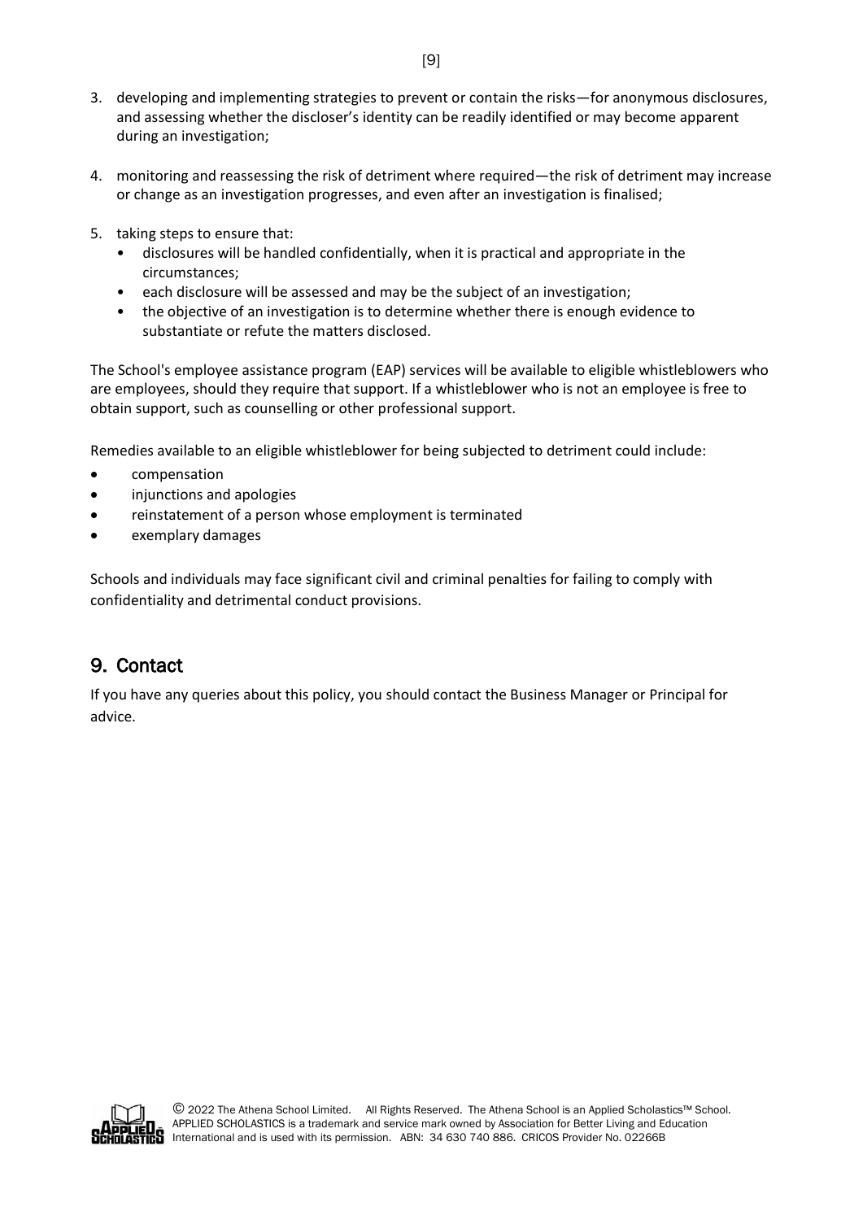3. developing and implementing strategies to prevent or contain the risks—for anonymous disclosures, and assessing whether the discloser's identity can be readily identified or may become apparent during an investigation;

4. monitoring and reassessing the risk of detriment where required—the risk of detriment may increase or change as an investigation progresses, and even after an investigation is finalised;

5. taking steps to ensure that:
   - disclosures will be handled confidentially, when it is practical and appropriate in the circumstances;
   - each disclosure will be assessed and may be the subject of an investigation;
   - the objective of an investigation is to determine whether there is enough evidence to substantiate or refute the matters disclosed.

The School's employee assistance program (EAP) services will be available to eligible whistleblowers who are employees, should they require that support. If a whistleblower who is not an employee is free to obtain support, such as counselling or other professional support.

Remedies available to an eligible whistleblower for being subjected to detriment could include:

- compensation
- injunctions and apologies
- reinstatement of a person whose employment is terminated
- exemplary damages

Schools and individuals may face significant civil and criminal penalties for failing to comply with confidentiality and detrimental conduct provisions.

## 9. Contact

If you have any queries about this policy, you should contact the Business Manager or Principal for advice.